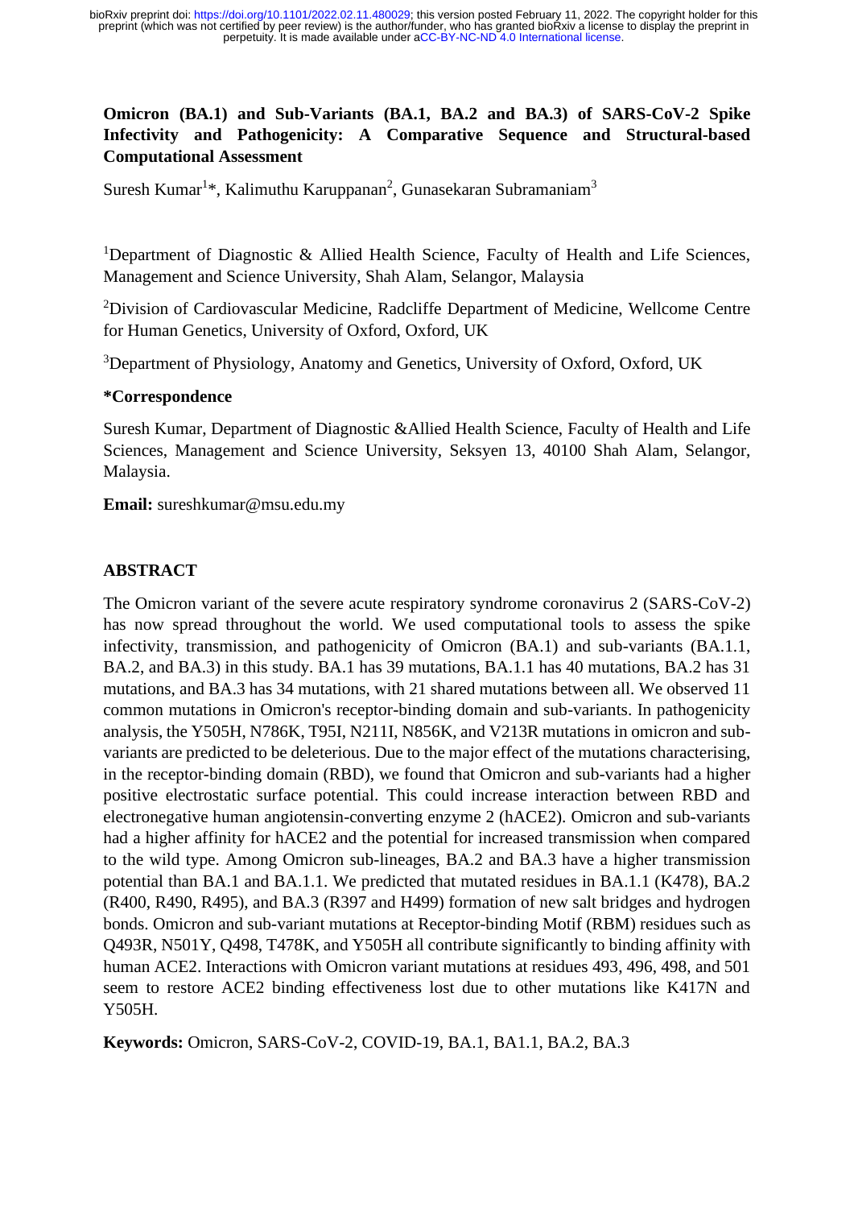# Omicron (BA.1) and Sub-Variants (BA.1, BA.2 and BA.3) of SARS-CoV-2 Spike Infectivity and Pathogenicity: A Comparative Sequence and Structural-based Computational Assessment

Suresh Kumar[1]*, Kalimuthu Karuppanan[2], Gunasekaran Subramaniam[3]

[1]Department of Diagnostic & Allied Health Science, Faculty of Health and Life Sciences, Management and Science University, Shah Alam, Selangor, Malaysia

[2]Division of Cardiovascular Medicine, Radcliffe Department of Medicine, Wellcome Centre for Human Genetics, University of Oxford, Oxford, UK

[3]Department of Physiology, Anatomy and Genetics, University of Oxford, Oxford, UK

**\*Correspondence**

Suresh Kumar, Department of Diagnostic &Allied Health Science, Faculty of Health and Life Sciences, Management and Science University, Seksyen 13, 40100 Shah Alam, Selangor, Malaysia.

**Email:** sureshkumar@msu.edu.my

## ABSTRACT

The Omicron variant of the severe acute respiratory syndrome coronavirus 2 (SARS-CoV-2) has now spread throughout the world. We used computational tools to assess the spike infectivity, transmission, and pathogenicity of Omicron (BA.1) and sub-variants (BA.1.1, BA.2, and BA.3) in this study. BA.1 has 39 mutations, BA.1.1 has 40 mutations, BA.2 has 31 mutations, and BA.3 has 34 mutations, with 21 shared mutations between all. We observed 11 common mutations in Omicron's receptor-binding domain and sub-variants. In pathogenicity analysis, the Y505H, N786K, T95I, N211I, N856K, and V213R mutations in omicron and sub-variants are predicted to be deleterious. Due to the major effect of the mutations characterising, in the receptor-binding domain (RBD), we found that Omicron and sub-variants had a higher positive electrostatic surface potential. This could increase interaction between RBD and electronegative human angiotensin-converting enzyme 2 (hACE2). Omicron and sub-variants had a higher affinity for hACE2 and the potential for increased transmission when compared to the wild type. Among Omicron sub-lineages, BA.2 and BA.3 have a higher transmission potential than BA.1 and BA.1.1. We predicted that mutated residues in BA.1.1 (K478), BA.2 (R400, R490, R495), and BA.3 (R397 and H499) formation of new salt bridges and hydrogen bonds. Omicron and sub-variant mutations at Receptor-binding Motif (RBM) residues such as Q493R, N501Y, Q498, T478K, and Y505H all contribute significantly to binding affinity with human ACE2. Interactions with Omicron variant mutations at residues 493, 496, 498, and 501 seem to restore ACE2 binding effectiveness lost due to other mutations like K417N and Y505H.

**Keywords:** Omicron, SARS-CoV-2, COVID-19, BA.1, BA1.1, BA.2, BA.3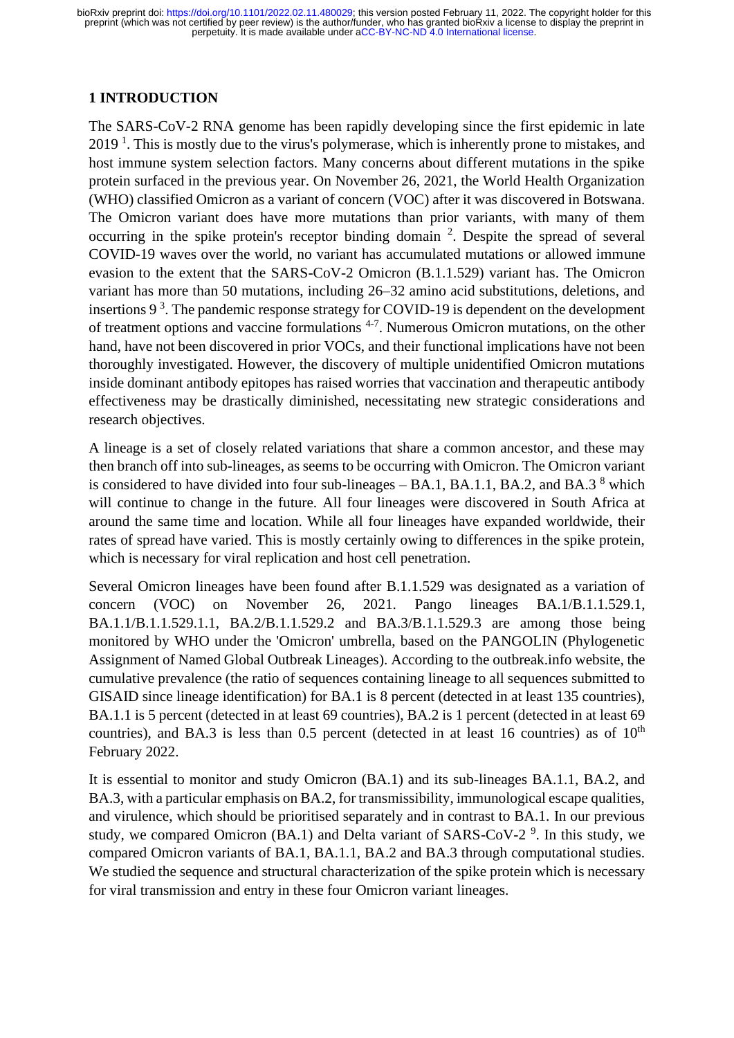## 1 INTRODUCTION

The SARS-CoV-2 RNA genome has been rapidly developing since the first epidemic in late 2019 [1]. This is mostly due to the virus's polymerase, which is inherently prone to mistakes, and host immune system selection factors. Many concerns about different mutations in the spike protein surfaced in the previous year. On November 26, 2021, the World Health Organization (WHO) classified Omicron as a variant of concern (VOC) after it was discovered in Botswana. The Omicron variant does have more mutations than prior variants, with many of them occurring in the spike protein's receptor binding domain [2]. Despite the spread of several COVID-19 waves over the world, no variant has accumulated mutations or allowed immune evasion to the extent that the SARS-CoV-2 Omicron (B.1.1.529) variant has. The Omicron variant has more than 50 mutations, including 26–32 amino acid substitutions, deletions, and insertions 9 [3]. The pandemic response strategy for COVID-19 is dependent on the development of treatment options and vaccine formulations [4-7]. Numerous Omicron mutations, on the other hand, have not been discovered in prior VOCs, and their functional implications have not been thoroughly investigated. However, the discovery of multiple unidentified Omicron mutations inside dominant antibody epitopes has raised worries that vaccination and therapeutic antibody effectiveness may be drastically diminished, necessitating new strategic considerations and research objectives.

A lineage is a set of closely related variations that share a common ancestor, and these may then branch off into sub-lineages, as seems to be occurring with Omicron. The Omicron variant is considered to have divided into four sub-lineages – BA.1, BA.1.1, BA.2, and BA.3 [8] which will continue to change in the future. All four lineages were discovered in South Africa at around the same time and location. While all four lineages have expanded worldwide, their rates of spread have varied. This is mostly certainly owing to differences in the spike protein, which is necessary for viral replication and host cell penetration.

Several Omicron lineages have been found after B.1.1.529 was designated as a variation of concern (VOC) on November 26, 2021. Pango lineages BA.1/B.1.1.529.1, BA.1.1/B.1.1.529.1.1, BA.2/B.1.1.529.2 and BA.3/B.1.1.529.3 are among those being monitored by WHO under the 'Omicron' umbrella, based on the PANGOLIN (Phylogenetic Assignment of Named Global Outbreak Lineages). According to the outbreak.info website, the cumulative prevalence (the ratio of sequences containing lineage to all sequences submitted to GISAID since lineage identification) for BA.1 is 8 percent (detected in at least 135 countries), BA.1.1 is 5 percent (detected in at least 69 countries), BA.2 is 1 percent (detected in at least 69 countries), and BA.3 is less than 0.5 percent (detected in at least 16 countries) as of 10th February 2022.

It is essential to monitor and study Omicron (BA.1) and its sub-lineages BA.1.1, BA.2, and BA.3, with a particular emphasis on BA.2, for transmissibility, immunological escape qualities, and virulence, which should be prioritised separately and in contrast to BA.1. In our previous study, we compared Omicron (BA.1) and Delta variant of SARS-CoV-2 [9]. In this study, we compared Omicron variants of BA.1, BA.1.1, BA.2 and BA.3 through computational studies. We studied the sequence and structural characterization of the spike protein which is necessary for viral transmission and entry in these four Omicron variant lineages.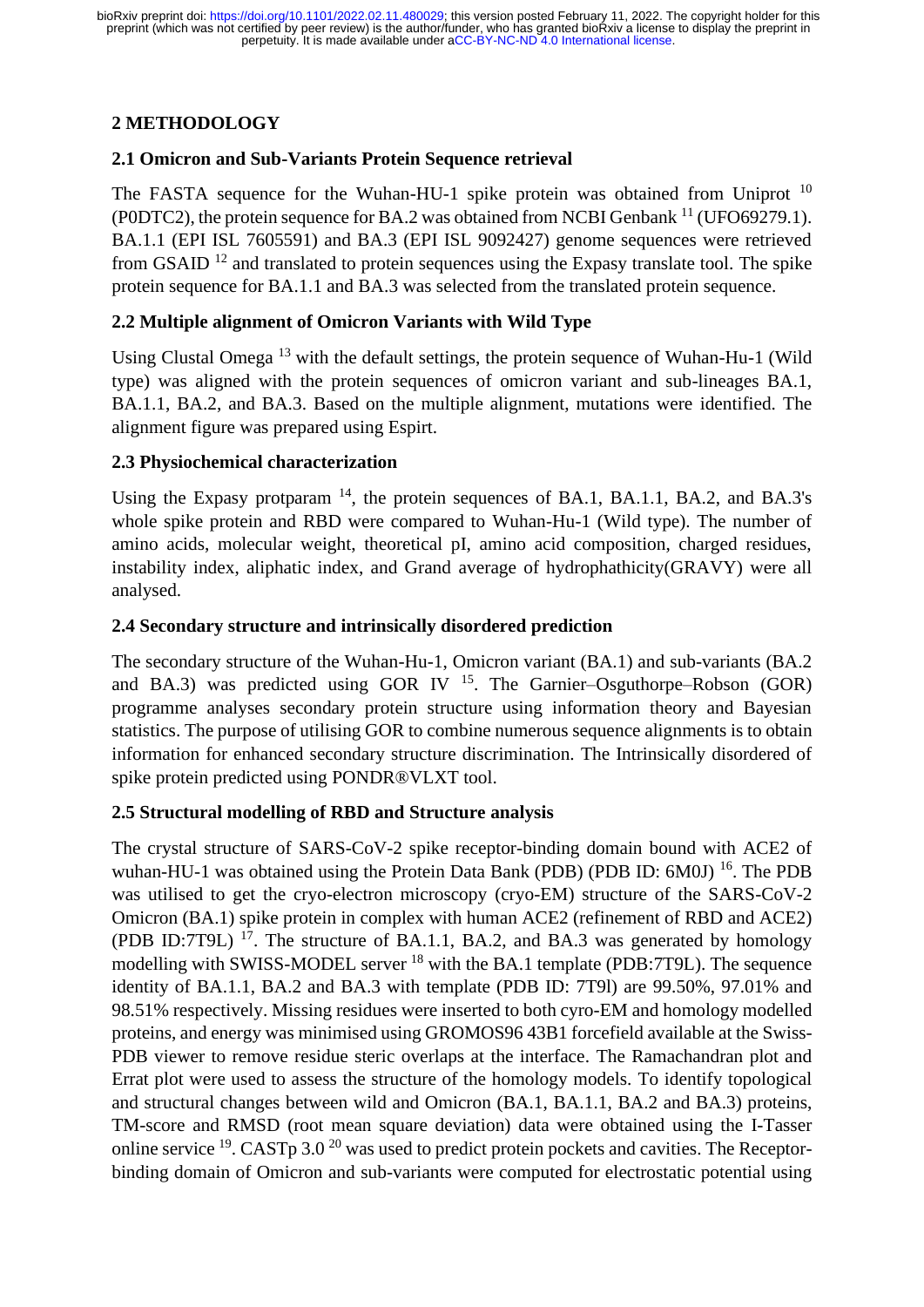## 2 METHODOLOGY

### 2.1 Omicron and Sub-Variants Protein Sequence retrieval

The FASTA sequence for the Wuhan-HU-1 spike protein was obtained from Uniprot [10] (P0DTC2), the protein sequence for BA.2 was obtained from NCBI Genbank [11] (UFO69279.1). BA.1.1 (EPI ISL 7605591) and BA.3 (EPI ISL 9092427) genome sequences were retrieved from GSAID [12] and translated to protein sequences using the Expasy translate tool. The spike protein sequence for BA.1.1 and BA.3 was selected from the translated protein sequence.

### 2.2 Multiple alignment of Omicron Variants with Wild Type

Using Clustal Omega [13] with the default settings, the protein sequence of Wuhan-Hu-1 (Wild type) was aligned with the protein sequences of omicron variant and sub-lineages BA.1, BA.1.1, BA.2, and BA.3. Based on the multiple alignment, mutations were identified. The alignment figure was prepared using Espirt.

### 2.3 Physiochemical characterization

Using the Expasy protparam [14], the protein sequences of BA.1, BA.1.1, BA.2, and BA.3's whole spike protein and RBD were compared to Wuhan-Hu-1 (Wild type). The number of amino acids, molecular weight, theoretical pI, amino acid composition, charged residues, instability index, aliphatic index, and Grand average of hydrophathicity(GRAVY) were all analysed.

### 2.4 Secondary structure and intrinsically disordered prediction

The secondary structure of the Wuhan-Hu-1, Omicron variant (BA.1) and sub-variants (BA.2 and BA.3) was predicted using GOR IV [15]. The Garnier–Osguthorpe–Robson (GOR) programme analyses secondary protein structure using information theory and Bayesian statistics. The purpose of utilising GOR to combine numerous sequence alignments is to obtain information for enhanced secondary structure discrimination. The Intrinsically disordered of spike protein predicted using PONDR®VLXT tool.

### 2.5 Structural modelling of RBD and Structure analysis

The crystal structure of SARS-CoV-2 spike receptor-binding domain bound with ACE2 of wuhan-HU-1 was obtained using the Protein Data Bank (PDB) (PDB ID: 6M0J) [16]. The PDB was utilised to get the cryo-electron microscopy (cryo-EM) structure of the SARS-CoV-2 Omicron (BA.1) spike protein in complex with human ACE2 (refinement of RBD and ACE2) (PDB ID:7T9L) [17]. The structure of BA.1.1, BA.2, and BA.3 was generated by homology modelling with SWISS-MODEL server [18] with the BA.1 template (PDB:7T9L). The sequence identity of BA.1.1, BA.2 and BA.3 with template (PDB ID: 7T9l) are 99.50%, 97.01% and 98.51% respectively. Missing residues were inserted to both cyro-EM and homology modelled proteins, and energy was minimised using GROMOS96 43B1 forcefield available at the Swiss-PDB viewer to remove residue steric overlaps at the interface. The Ramachandran plot and Errat plot were used to assess the structure of the homology models. To identify topological and structural changes between wild and Omicron (BA.1, BA.1.1, BA.2 and BA.3) proteins, TM-score and RMSD (root mean square deviation) data were obtained using the I-Tasser online service [19]. CASTp 3.0 [20] was used to predict protein pockets and cavities. The Receptor-binding domain of Omicron and sub-variants were computed for electrostatic potential using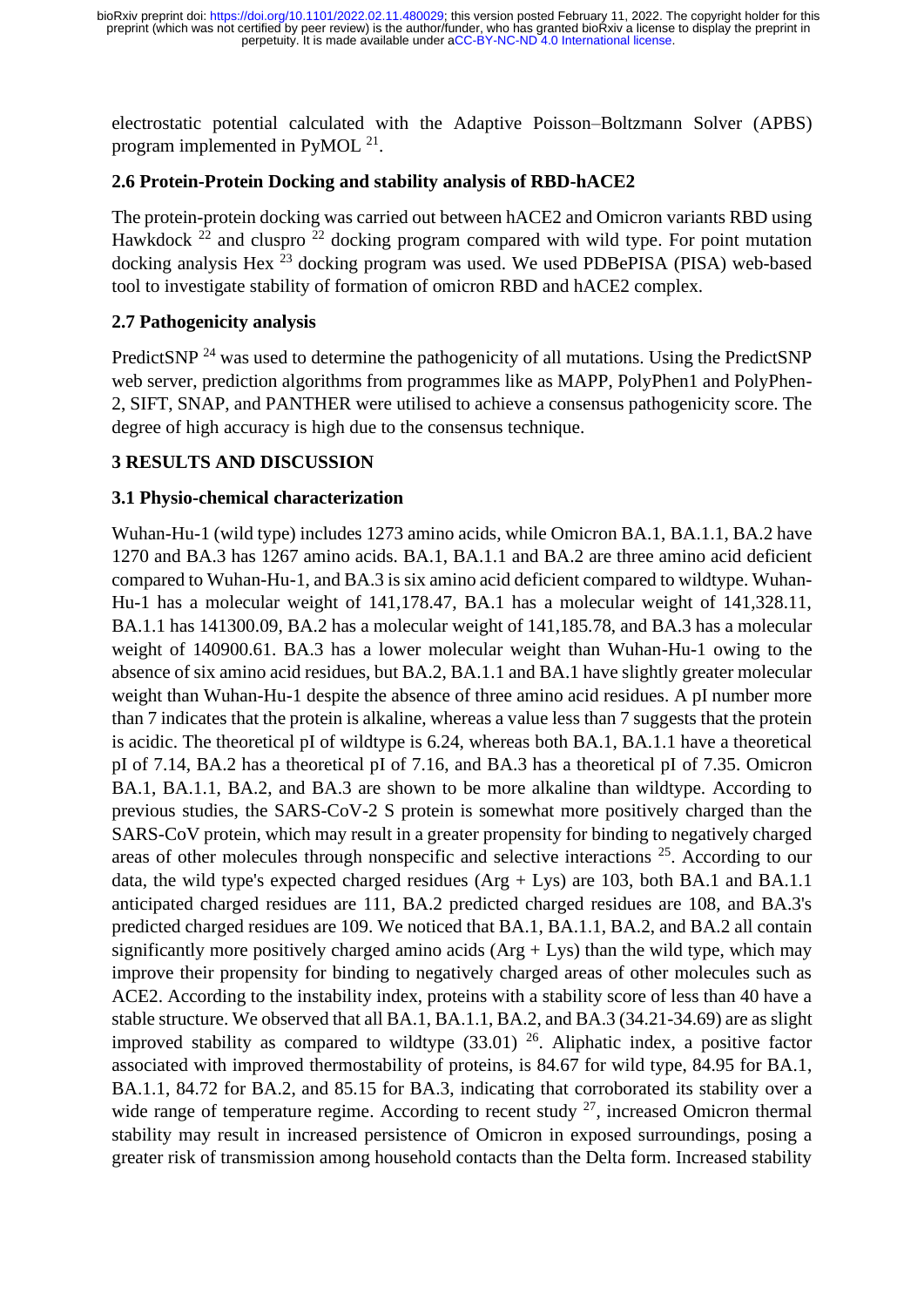electrostatic potential calculated with the Adaptive Poisson–Boltzmann Solver (APBS) program implemented in PyMOL [21].

### 2.6 Protein-Protein Docking and stability analysis of RBD-hACE2

The protein-protein docking was carried out between hACE2 and Omicron variants RBD using Hawkdock [22] and cluspro [22] docking program compared with wild type. For point mutation docking analysis Hex [23] docking program was used. We used PDBePISA (PISA) web-based tool to investigate stability of formation of omicron RBD and hACE2 complex.

### 2.7 Pathogenicity analysis

PredictSNP [24] was used to determine the pathogenicity of all mutations. Using the PredictSNP web server, prediction algorithms from programmes like as MAPP, PolyPhen1 and PolyPhen-2, SIFT, SNAP, and PANTHER were utilised to achieve a consensus pathogenicity score. The degree of high accuracy is high due to the consensus technique.

## 3 RESULTS AND DISCUSSION

### 3.1 Physio-chemical characterization

Wuhan-Hu-1 (wild type) includes 1273 amino acids, while Omicron BA.1, BA.1.1, BA.2 have 1270 and BA.3 has 1267 amino acids. BA.1, BA.1.1 and BA.2 are three amino acid deficient compared to Wuhan-Hu-1, and BA.3 is six amino acid deficient compared to wildtype. Wuhan-Hu-1 has a molecular weight of 141,178.47, BA.1 has a molecular weight of 141,328.11, BA.1.1 has 141300.09, BA.2 has a molecular weight of 141,185.78, and BA.3 has a molecular weight of 140900.61. BA.3 has a lower molecular weight than Wuhan-Hu-1 owing to the absence of six amino acid residues, but BA.2, BA.1.1 and BA.1 have slightly greater molecular weight than Wuhan-Hu-1 despite the absence of three amino acid residues. A pI number more than 7 indicates that the protein is alkaline, whereas a value less than 7 suggests that the protein is acidic. The theoretical pI of wildtype is 6.24, whereas both BA.1, BA.1.1 have a theoretical pI of 7.14, BA.2 has a theoretical pI of 7.16, and BA.3 has a theoretical pI of 7.35. Omicron BA.1, BA.1.1, BA.2, and BA.3 are shown to be more alkaline than wildtype. According to previous studies, the SARS-CoV-2 S protein is somewhat more positively charged than the SARS-CoV protein, which may result in a greater propensity for binding to negatively charged areas of other molecules through nonspecific and selective interactions [25]. According to our data, the wild type's expected charged residues (Arg + Lys) are 103, both BA.1 and BA.1.1 anticipated charged residues are 111, BA.2 predicted charged residues are 108, and BA.3's predicted charged residues are 109. We noticed that BA.1, BA.1.1, BA.2, and BA.2 all contain significantly more positively charged amino acids (Arg + Lys) than the wild type, which may improve their propensity for binding to negatively charged areas of other molecules such as ACE2. According to the instability index, proteins with a stability score of less than 40 have a stable structure. We observed that all BA.1, BA.1.1, BA.2, and BA.3 (34.21-34.69) are as slight improved stability as compared to wildtype (33.01) [26]. Aliphatic index, a positive factor associated with improved thermostability of proteins, is 84.67 for wild type, 84.95 for BA.1, BA.1.1, 84.72 for BA.2, and 85.15 for BA.3, indicating that corroborated its stability over a wide range of temperature regime. According to recent study [27], increased Omicron thermal stability may result in increased persistence of Omicron in exposed surroundings, posing a greater risk of transmission among household contacts than the Delta form. Increased stability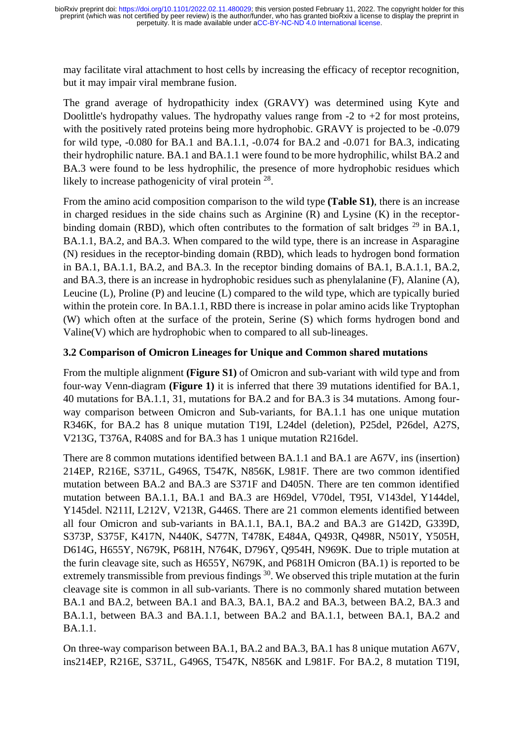may facilitate viral attachment to host cells by increasing the efficacy of receptor recognition, but it may impair viral membrane fusion.

The grand average of hydropathicity index (GRAVY) was determined using Kyte and Doolittle's hydropathy values. The hydropathy values range from -2 to +2 for most proteins, with the positively rated proteins being more hydrophobic. GRAVY is projected to be -0.079 for wild type, -0.080 for BA.1 and BA.1.1, -0.074 for BA.2 and -0.071 for BA.3, indicating their hydrophilic nature. BA.1 and BA.1.1 were found to be more hydrophilic, whilst BA.2 and BA.3 were found to be less hydrophilic, the presence of more hydrophobic residues which likely to increase pathogenicity of viral protein [28].

From the amino acid composition comparison to the wild type **(Table S1)**, there is an increase in charged residues in the side chains such as Arginine (R) and Lysine (K) in the receptor-binding domain (RBD), which often contributes to the formation of salt bridges [29] in BA.1, BA.1.1, BA.2, and BA.3. When compared to the wild type, there is an increase in Asparagine (N) residues in the receptor-binding domain (RBD), which leads to hydrogen bond formation in BA.1, BA.1.1, BA.2, and BA.3. In the receptor binding domains of BA.1, B.A.1.1, BA.2, and BA.3, there is an increase in hydrophobic residues such as phenylalanine (F), Alanine (A), Leucine (L), Proline (P) and leucine (L) compared to the wild type, which are typically buried within the protein core. In BA.1.1, RBD there is increase in polar amino acids like Tryptophan (W) which often at the surface of the protein, Serine (S) which forms hydrogen bond and Valine(V) which are hydrophobic when to compared to all sub-lineages.

### 3.2 Comparison of Omicron Lineages for Unique and Common shared mutations

From the multiple alignment **(Figure S1)** of Omicron and sub-variant with wild type and from four-way Venn-diagram **(Figure 1)** it is inferred that there 39 mutations identified for BA.1, 40 mutations for BA.1.1, 31, mutations for BA.2 and for BA.3 is 34 mutations. Among four-way comparison between Omicron and Sub-variants, for BA.1.1 has one unique mutation R346K, for BA.2 has 8 unique mutation T19I, L24del (deletion), P25del, P26del, A27S, V213G, T376A, R408S and for BA.3 has 1 unique mutation R216del.

There are 8 common mutations identified between BA.1.1 and BA.1 are A67V, ins (insertion) 214EP, R216E, S371L, G496S, T547K, N856K, L981F. There are two common identified mutation between BA.2 and BA.3 are S371F and D405N. There are ten common identified mutation between BA.1.1, BA.1 and BA.3 are H69del, V70del, T95I, V143del, Y144del, Y145del. N211I, L212V, V213R, G446S. There are 21 common elements identified between all four Omicron and sub-variants in BA.1.1, BA.1, BA.2 and BA.3 are G142D, G339D, S373P, S375F, K417N, N440K, S477N, T478K, E484A, Q493R, Q498R, N501Y, Y505H, D614G, H655Y, N679K, P681H, N764K, D796Y, Q954H, N969K. Due to triple mutation at the furin cleavage site, such as H655Y, N679K, and P681H Omicron (BA.1) is reported to be extremely transmissible from previous findings [30]. We observed this triple mutation at the furin cleavage site is common in all sub-variants. There is no commonly shared mutation between BA.1 and BA.2, between BA.1 and BA.3, BA.1, BA.2 and BA.3, between BA.2, BA.3 and BA.1.1, between BA.3 and BA.1.1, between BA.2 and BA.1.1, between BA.1, BA.2 and BA.1.1.

On three-way comparison between BA.1, BA.2 and BA.3, BA.1 has 8 unique mutation A67V, ins214EP, R216E, S371L, G496S, T547K, N856K and L981F. For BA.2, 8 mutation T19I,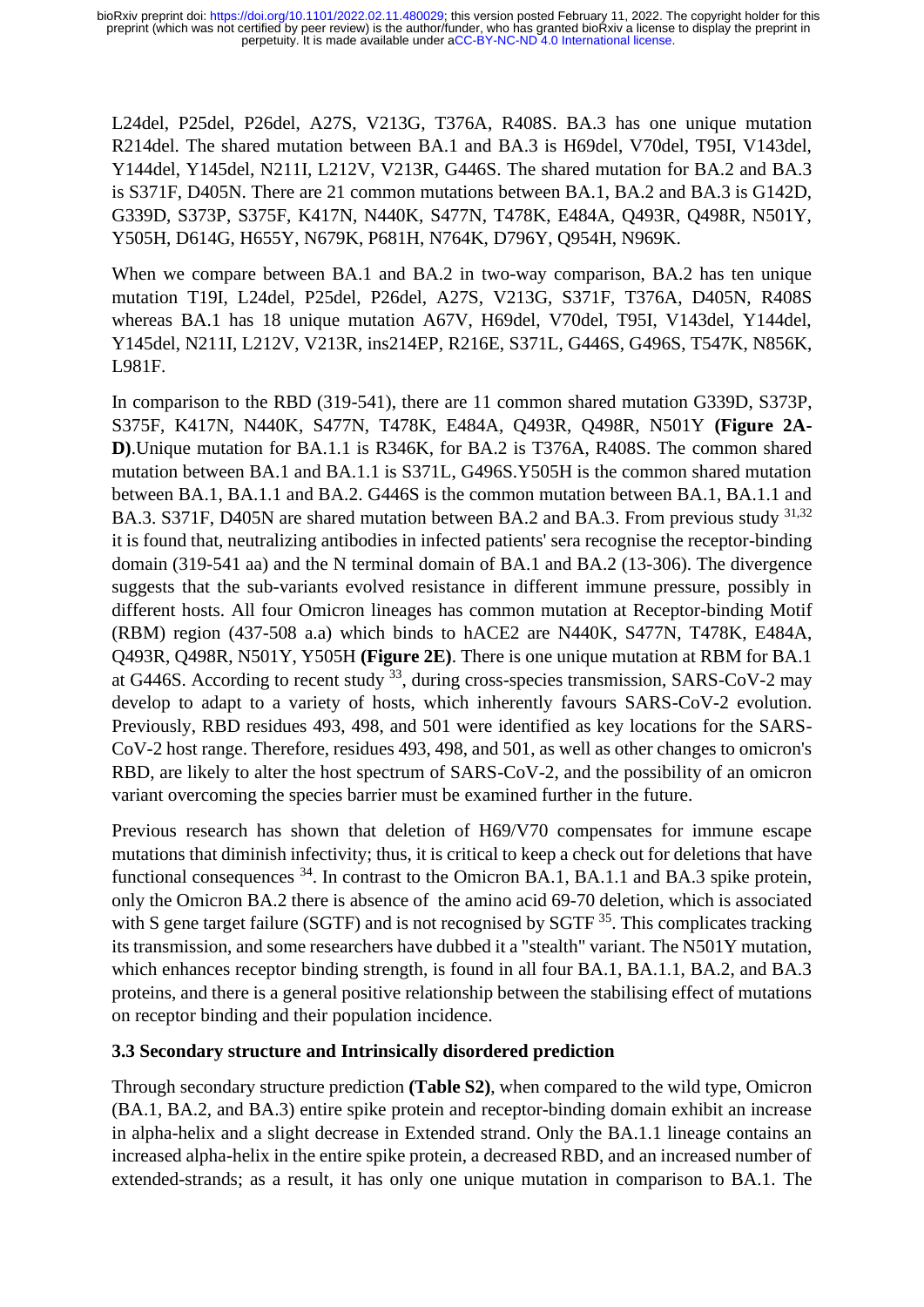L24del, P25del, P26del, A27S, V213G, T376A, R408S. BA.3 has one unique mutation R214del. The shared mutation between BA.1 and BA.3 is H69del, V70del, T95I, V143del, Y144del, Y145del, N211I, L212V, V213R, G446S. The shared mutation for BA.2 and BA.3 is S371F, D405N. There are 21 common mutations between BA.1, BA.2 and BA.3 is G142D, G339D, S373P, S375F, K417N, N440K, S477N, T478K, E484A, Q493R, Q498R, N501Y, Y505H, D614G, H655Y, N679K, P681H, N764K, D796Y, Q954H, N969K.

When we compare between BA.1 and BA.2 in two-way comparison, BA.2 has ten unique mutation T19I, L24del, P25del, P26del, A27S, V213G, S371F, T376A, D405N, R408S whereas BA.1 has 18 unique mutation A67V, H69del, V70del, T95I, V143del, Y144del, Y145del, N211I, L212V, V213R, ins214EP, R216E, S371L, G446S, G496S, T547K, N856K, L981F.

In comparison to the RBD (319-541), there are 11 common shared mutation G339D, S373P, S375F, K417N, N440K, S477N, T478K, E484A, Q493R, Q498R, N501Y **(Figure 2A-D)**.Unique mutation for BA.1.1 is R346K, for BA.2 is T376A, R408S. The common shared mutation between BA.1 and BA.1.1 is S371L, G496S.Y505H is the common shared mutation between BA.1, BA.1.1 and BA.2. G446S is the common mutation between BA.1, BA.1.1 and BA.3. S371F, D405N are shared mutation between BA.2 and BA.3. From previous study [31,32] it is found that, neutralizing antibodies in infected patients' sera recognise the receptor-binding domain (319-541 aa) and the N terminal domain of BA.1 and BA.2 (13-306). The divergence suggests that the sub-variants evolved resistance in different immune pressure, possibly in different hosts. All four Omicron lineages has common mutation at Receptor-binding Motif (RBM) region (437-508 a.a) which binds to hACE2 are N440K, S477N, T478K, E484A, Q493R, Q498R, N501Y, Y505H **(Figure 2E)**. There is one unique mutation at RBM for BA.1 at G446S. According to recent study [33], during cross-species transmission, SARS-CoV-2 may develop to adapt to a variety of hosts, which inherently favours SARS-CoV-2 evolution. Previously, RBD residues 493, 498, and 501 were identified as key locations for the SARS-CoV-2 host range. Therefore, residues 493, 498, and 501, as well as other changes to omicron's RBD, are likely to alter the host spectrum of SARS-CoV-2, and the possibility of an omicron variant overcoming the species barrier must be examined further in the future.

Previous research has shown that deletion of H69/V70 compensates for immune escape mutations that diminish infectivity; thus, it is critical to keep a check out for deletions that have functional consequences [34]. In contrast to the Omicron BA.1, BA.1.1 and BA.3 spike protein, only the Omicron BA.2 there is absence of the amino acid 69-70 deletion, which is associated with S gene target failure (SGTF) and is not recognised by SGTF [35]. This complicates tracking its transmission, and some researchers have dubbed it a "stealth" variant. The N501Y mutation, which enhances receptor binding strength, is found in all four BA.1, BA.1.1, BA.2, and BA.3 proteins, and there is a general positive relationship between the stabilising effect of mutations on receptor binding and their population incidence.

### 3.3 Secondary structure and Intrinsically disordered prediction

Through secondary structure prediction **(Table S2)**, when compared to the wild type, Omicron (BA.1, BA.2, and BA.3) entire spike protein and receptor-binding domain exhibit an increase in alpha-helix and a slight decrease in Extended strand. Only the BA.1.1 lineage contains an increased alpha-helix in the entire spike protein, a decreased RBD, and an increased number of extended-strands; as a result, it has only one unique mutation in comparison to BA.1. The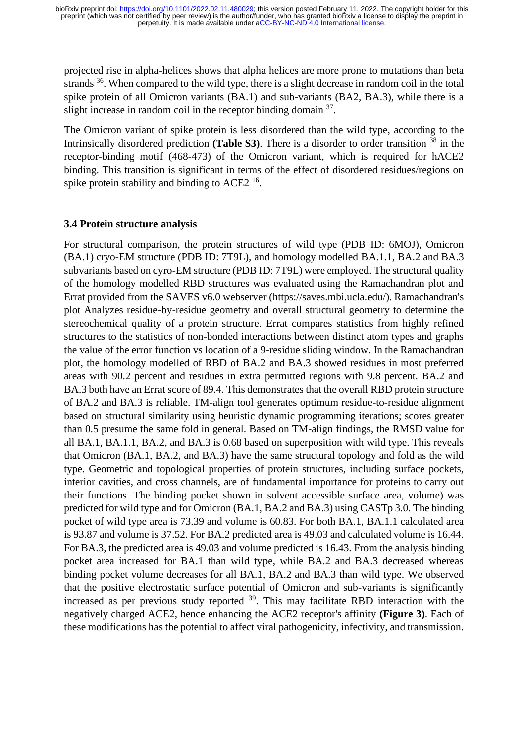projected rise in alpha-helices shows that alpha helices are more prone to mutations than beta strands [36]. When compared to the wild type, there is a slight decrease in random coil in the total spike protein of all Omicron variants (BA.1) and sub-variants (BA2, BA.3), while there is a slight increase in random coil in the receptor binding domain [37].

The Omicron variant of spike protein is less disordered than the wild type, according to the Intrinsically disordered prediction **(Table S3)**. There is a disorder to order transition [38] in the receptor-binding motif (468-473) of the Omicron variant, which is required for hACE2 binding. This transition is significant in terms of the effect of disordered residues/regions on spike protein stability and binding to ACE2 [16].

### 3.4 Protein structure analysis

For structural comparison, the protein structures of wild type (PDB ID: 6MOJ), Omicron (BA.1) cryo-EM structure (PDB ID: 7T9L), and homology modelled BA.1.1, BA.2 and BA.3 subvariants based on cyro-EM structure (PDB ID: 7T9L) were employed. The structural quality of the homology modelled RBD structures was evaluated using the Ramachandran plot and Errat provided from the SAVES v6.0 webserver (https://saves.mbi.ucla.edu/). Ramachandran's plot Analyzes residue-by-residue geometry and overall structural geometry to determine the stereochemical quality of a protein structure. Errat compares statistics from highly refined structures to the statistics of non-bonded interactions between distinct atom types and graphs the value of the error function vs location of a 9-residue sliding window. In the Ramachandran plot, the homology modelled of RBD of BA.2 and BA.3 showed residues in most preferred areas with 90.2 percent and residues in extra permitted regions with 9.8 percent. BA.2 and BA.3 both have an Errat score of 89.4. This demonstrates that the overall RBD protein structure of BA.2 and BA.3 is reliable. TM-align tool generates optimum residue-to-residue alignment based on structural similarity using heuristic dynamic programming iterations; scores greater than 0.5 presume the same fold in general. Based on TM-align findings, the RMSD value for all BA.1, BA.1.1, BA.2, and BA.3 is 0.68 based on superposition with wild type. This reveals that Omicron (BA.1, BA.2, and BA.3) have the same structural topology and fold as the wild type. Geometric and topological properties of protein structures, including surface pockets, interior cavities, and cross channels, are of fundamental importance for proteins to carry out their functions. The binding pocket shown in solvent accessible surface area, volume) was predicted for wild type and for Omicron (BA.1, BA.2 and BA.3) using CASTp 3.0. The binding pocket of wild type area is 73.39 and volume is 60.83. For both BA.1, BA.1.1 calculated area is 93.87 and volume is 37.52. For BA.2 predicted area is 49.03 and calculated volume is 16.44. For BA.3, the predicted area is 49.03 and volume predicted is 16.43. From the analysis binding pocket area increased for BA.1 than wild type, while BA.2 and BA.3 decreased whereas binding pocket volume decreases for all BA.1, BA.2 and BA.3 than wild type. We observed that the positive electrostatic surface potential of Omicron and sub-variants is significantly increased as per previous study reported [39]. This may facilitate RBD interaction with the negatively charged ACE2, hence enhancing the ACE2 receptor's affinity **(Figure 3)**. Each of these modifications has the potential to affect viral pathogenicity, infectivity, and transmission.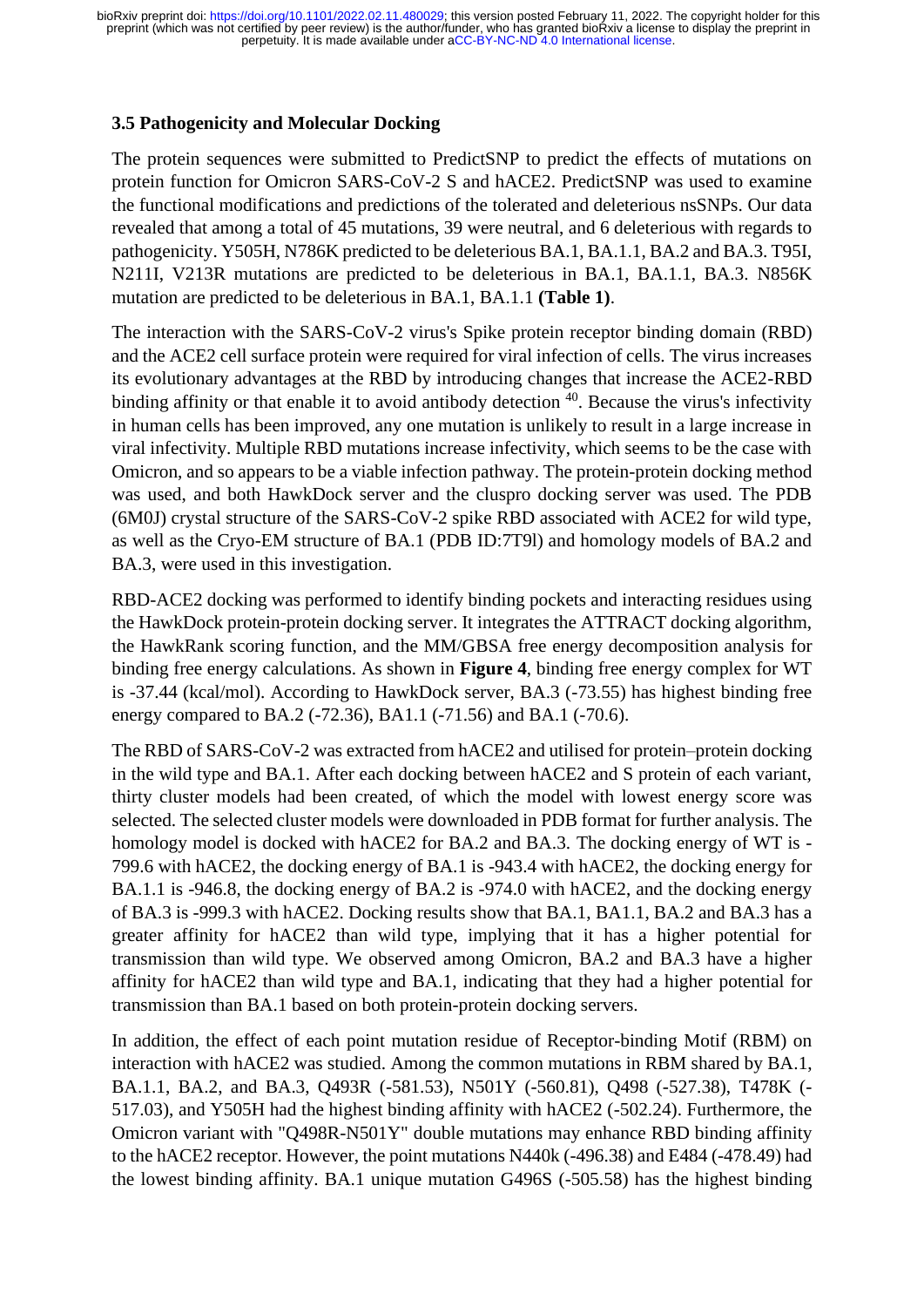### 3.5 Pathogenicity and Molecular Docking

The protein sequences were submitted to PredictSNP to predict the effects of mutations on protein function for Omicron SARS-CoV-2 S and hACE2. PredictSNP was used to examine the functional modifications and predictions of the tolerated and deleterious nsSNPs. Our data revealed that among a total of 45 mutations, 39 were neutral, and 6 deleterious with regards to pathogenicity. Y505H, N786K predicted to be deleterious BA.1, BA.1.1, BA.2 and BA.3. T95I, N211I, V213R mutations are predicted to be deleterious in BA.1, BA.1.1, BA.3. N856K mutation are predicted to be deleterious in BA.1, BA.1.1 **(Table 1)**.

The interaction with the SARS-CoV-2 virus's Spike protein receptor binding domain (RBD) and the ACE2 cell surface protein were required for viral infection of cells. The virus increases its evolutionary advantages at the RBD by introducing changes that increase the ACE2-RBD binding affinity or that enable it to avoid antibody detection [40]. Because the virus's infectivity in human cells has been improved, any one mutation is unlikely to result in a large increase in viral infectivity. Multiple RBD mutations increase infectivity, which seems to be the case with Omicron, and so appears to be a viable infection pathway. The protein-protein docking method was used, and both HawkDock server and the cluspro docking server was used. The PDB (6M0J) crystal structure of the SARS-CoV-2 spike RBD associated with ACE2 for wild type, as well as the Cryo-EM structure of BA.1 (PDB ID:7T9l) and homology models of BA.2 and BA.3, were used in this investigation.

RBD-ACE2 docking was performed to identify binding pockets and interacting residues using the HawkDock protein-protein docking server. It integrates the ATTRACT docking algorithm, the HawkRank scoring function, and the MM/GBSA free energy decomposition analysis for binding free energy calculations. As shown in **Figure 4**, binding free energy complex for WT is -37.44 (kcal/mol). According to HawkDock server, BA.3 (-73.55) has highest binding free energy compared to BA.2 (-72.36), BA1.1 (-71.56) and BA.1 (-70.6).

The RBD of SARS-CoV-2 was extracted from hACE2 and utilised for protein–protein docking in the wild type and BA.1. After each docking between hACE2 and S protein of each variant, thirty cluster models had been created, of which the model with lowest energy score was selected. The selected cluster models were downloaded in PDB format for further analysis. The homology model is docked with hACE2 for BA.2 and BA.3. The docking energy of WT is -799.6 with hACE2, the docking energy of BA.1 is -943.4 with hACE2, the docking energy for BA.1.1 is -946.8, the docking energy of BA.2 is -974.0 with hACE2, and the docking energy of BA.3 is -999.3 with hACE2. Docking results show that BA.1, BA1.1, BA.2 and BA.3 has a greater affinity for hACE2 than wild type, implying that it has a higher potential for transmission than wild type. We observed among Omicron, BA.2 and BA.3 have a higher affinity for hACE2 than wild type and BA.1, indicating that they had a higher potential for transmission than BA.1 based on both protein-protein docking servers.

In addition, the effect of each point mutation residue of Receptor-binding Motif (RBM) on interaction with hACE2 was studied. Among the common mutations in RBM shared by BA.1, BA.1.1, BA.2, and BA.3, Q493R (-581.53), N501Y (-560.81), Q498 (-527.38), T478K (-517.03), and Y505H had the highest binding affinity with hACE2 (-502.24). Furthermore, the Omicron variant with "Q498R-N501Y" double mutations may enhance RBD binding affinity to the hACE2 receptor. However, the point mutations N440k (-496.38) and E484 (-478.49) had the lowest binding affinity. BA.1 unique mutation G496S (-505.58) has the highest binding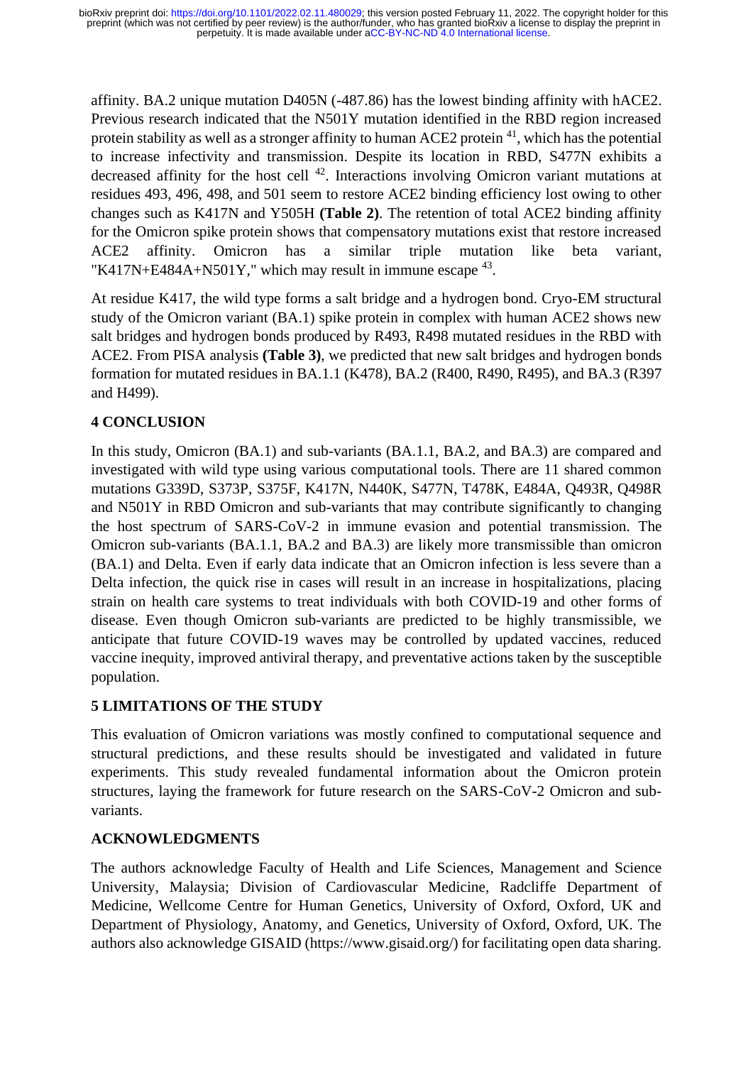affinity. BA.2 unique mutation D405N (-487.86) has the lowest binding affinity with hACE2. Previous research indicated that the N501Y mutation identified in the RBD region increased protein stability as well as a stronger affinity to human ACE2 protein [41], which has the potential to increase infectivity and transmission. Despite its location in RBD, S477N exhibits a decreased affinity for the host cell [42]. Interactions involving Omicron variant mutations at residues 493, 496, 498, and 501 seem to restore ACE2 binding efficiency lost owing to other changes such as K417N and Y505H **(Table 2)**. The retention of total ACE2 binding affinity for the Omicron spike protein shows that compensatory mutations exist that restore increased ACE2 affinity. Omicron has a similar triple mutation like beta variant, "K417N+E484A+N501Y," which may result in immune escape [43].

At residue K417, the wild type forms a salt bridge and a hydrogen bond. Cryo-EM structural study of the Omicron variant (BA.1) spike protein in complex with human ACE2 shows new salt bridges and hydrogen bonds produced by R493, R498 mutated residues in the RBD with ACE2. From PISA analysis **(Table 3)**, we predicted that new salt bridges and hydrogen bonds formation for mutated residues in BA.1.1 (K478), BA.2 (R400, R490, R495), and BA.3 (R397 and H499).

## 4 CONCLUSION

In this study, Omicron (BA.1) and sub-variants (BA.1.1, BA.2, and BA.3) are compared and investigated with wild type using various computational tools. There are 11 shared common mutations G339D, S373P, S375F, K417N, N440K, S477N, T478K, E484A, Q493R, Q498R and N501Y in RBD Omicron and sub-variants that may contribute significantly to changing the host spectrum of SARS-CoV-2 in immune evasion and potential transmission. The Omicron sub-variants (BA.1.1, BA.2 and BA.3) are likely more transmissible than omicron (BA.1) and Delta. Even if early data indicate that an Omicron infection is less severe than a Delta infection, the quick rise in cases will result in an increase in hospitalizations, placing strain on health care systems to treat individuals with both COVID-19 and other forms of disease. Even though Omicron sub-variants are predicted to be highly transmissible, we anticipate that future COVID-19 waves may be controlled by updated vaccines, reduced vaccine inequity, improved antiviral therapy, and preventative actions taken by the susceptible population.

## 5 LIMITATIONS OF THE STUDY

This evaluation of Omicron variations was mostly confined to computational sequence and structural predictions, and these results should be investigated and validated in future experiments. This study revealed fundamental information about the Omicron protein structures, laying the framework for future research on the SARS-CoV-2 Omicron and sub-variants.

## ACKNOWLEDGMENTS

The authors acknowledge Faculty of Health and Life Sciences, Management and Science University, Malaysia; Division of Cardiovascular Medicine, Radcliffe Department of Medicine, Wellcome Centre for Human Genetics, University of Oxford, Oxford, UK and Department of Physiology, Anatomy, and Genetics, University of Oxford, Oxford, UK. The authors also acknowledge GISAID (https://www.gisaid.org/) for facilitating open data sharing.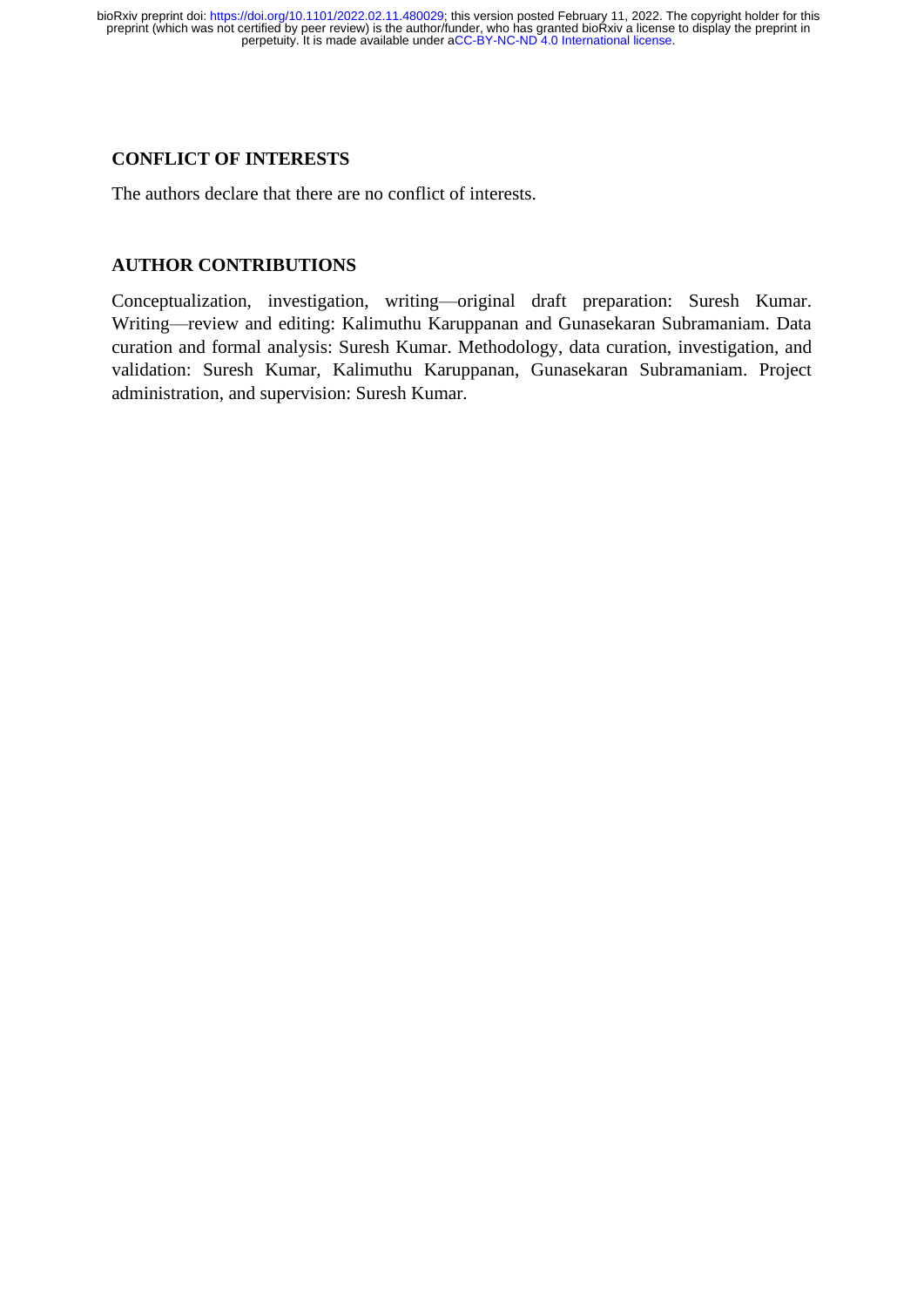## CONFLICT OF INTERESTS

The authors declare that there are no conflict of interests.

## AUTHOR CONTRIBUTIONS

Conceptualization, investigation, writing—original draft preparation: Suresh Kumar. Writing—review and editing: Kalimuthu Karuppanan and Gunasekaran Subramaniam. Data curation and formal analysis: Suresh Kumar. Methodology, data curation, investigation, and validation: Suresh Kumar, Kalimuthu Karuppanan, Gunasekaran Subramaniam. Project administration, and supervision: Suresh Kumar.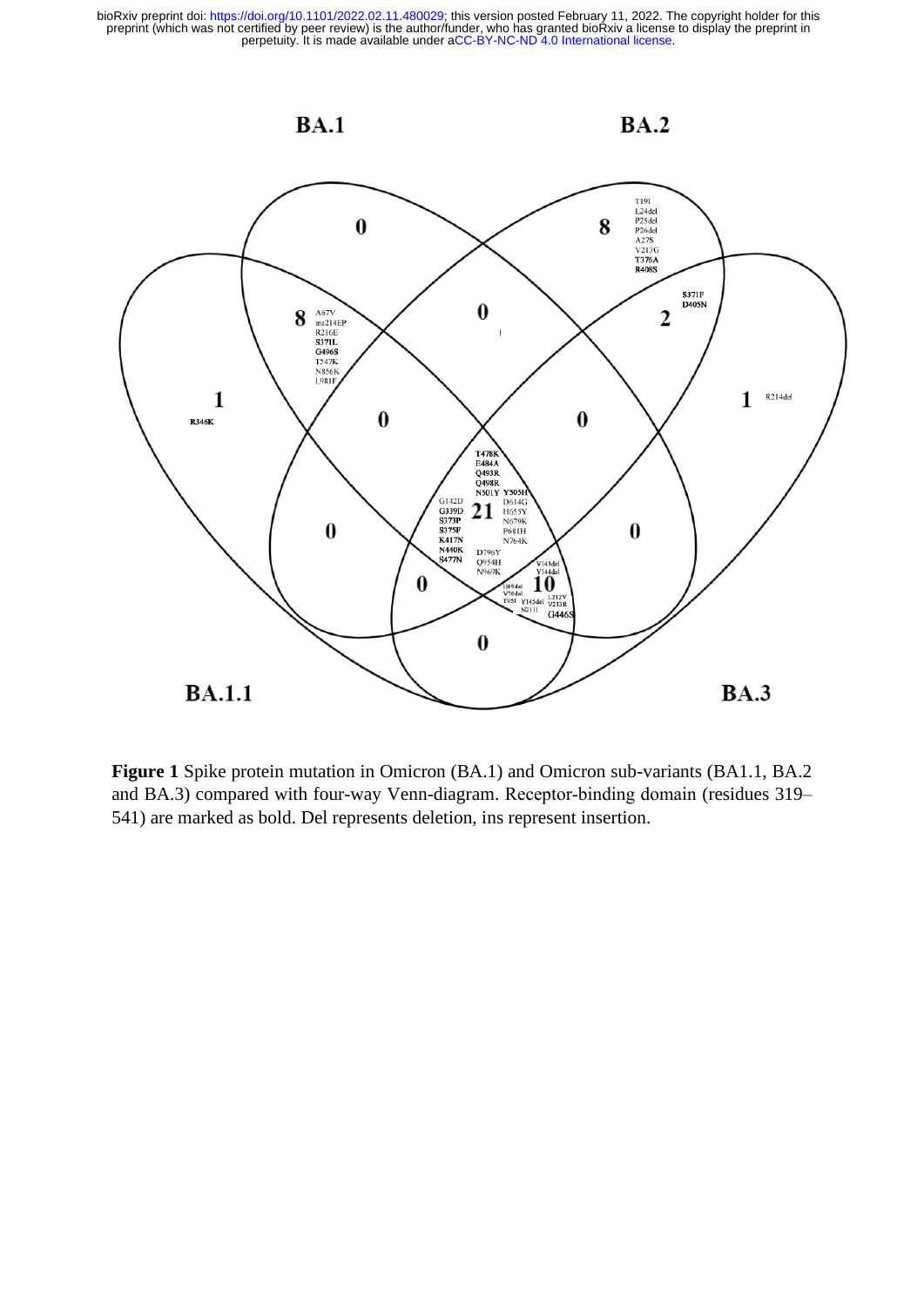**Figure 1** Spike protein mutation in Omicron (BA.1) and Omicron sub-variants (BA1.1, BA.2 and BA.3) compared with four-way Venn-diagram. Receptor-binding domain (residues 319–541) are marked as bold. Del represents deletion, ins represent insertion.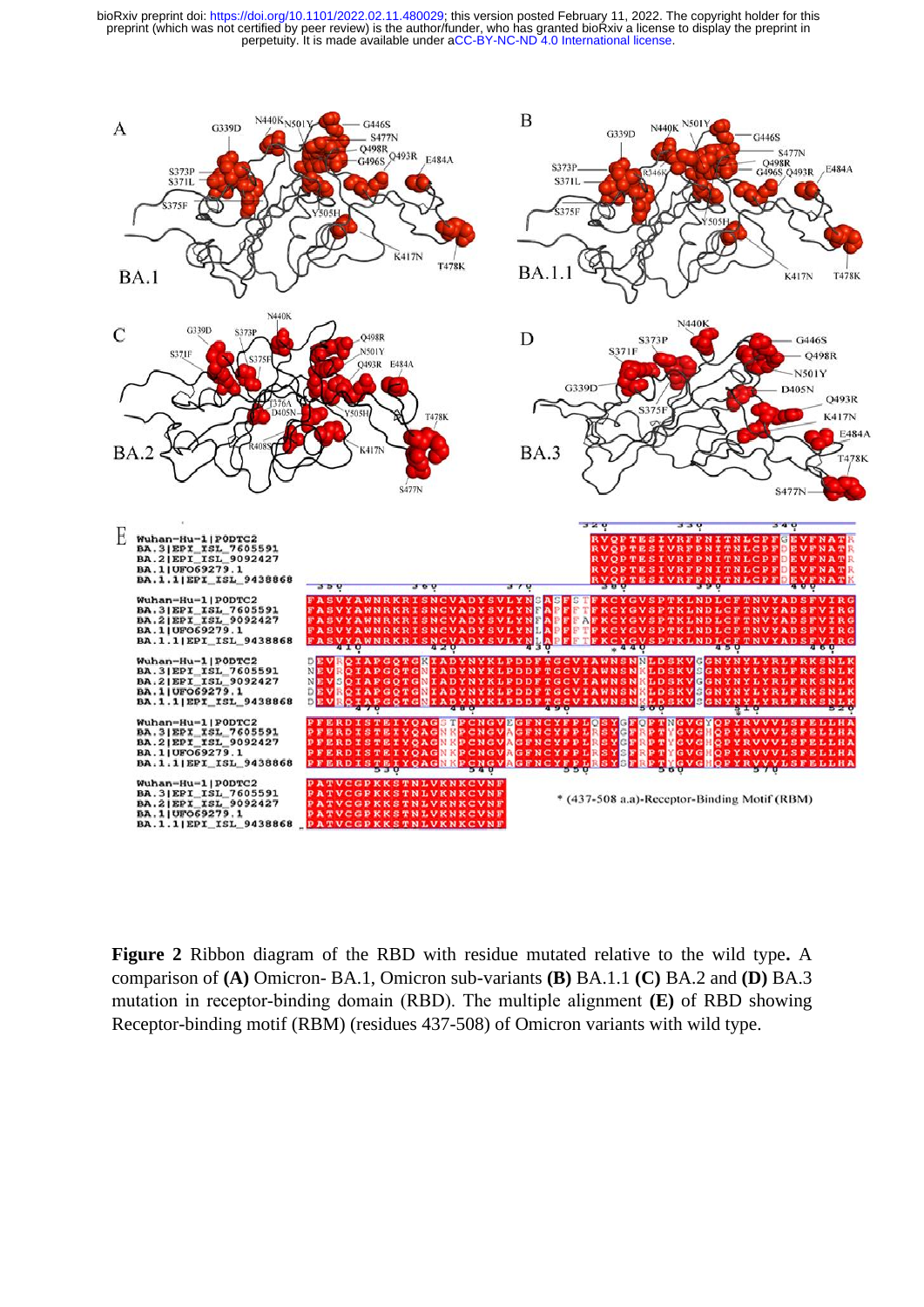**Figure 2** Ribbon diagram of the RBD with residue mutated relative to the wild type**.** A comparison of **(A)** Omicron- BA.1, Omicron sub-variants **(B)** BA.1.1 **(C)** BA.2 and **(D)** BA.3 mutation in receptor-binding domain (RBD). The multiple alignment **(E)** of RBD showing Receptor-binding motif (RBM) (residues 437-508) of Omicron variants with wild type.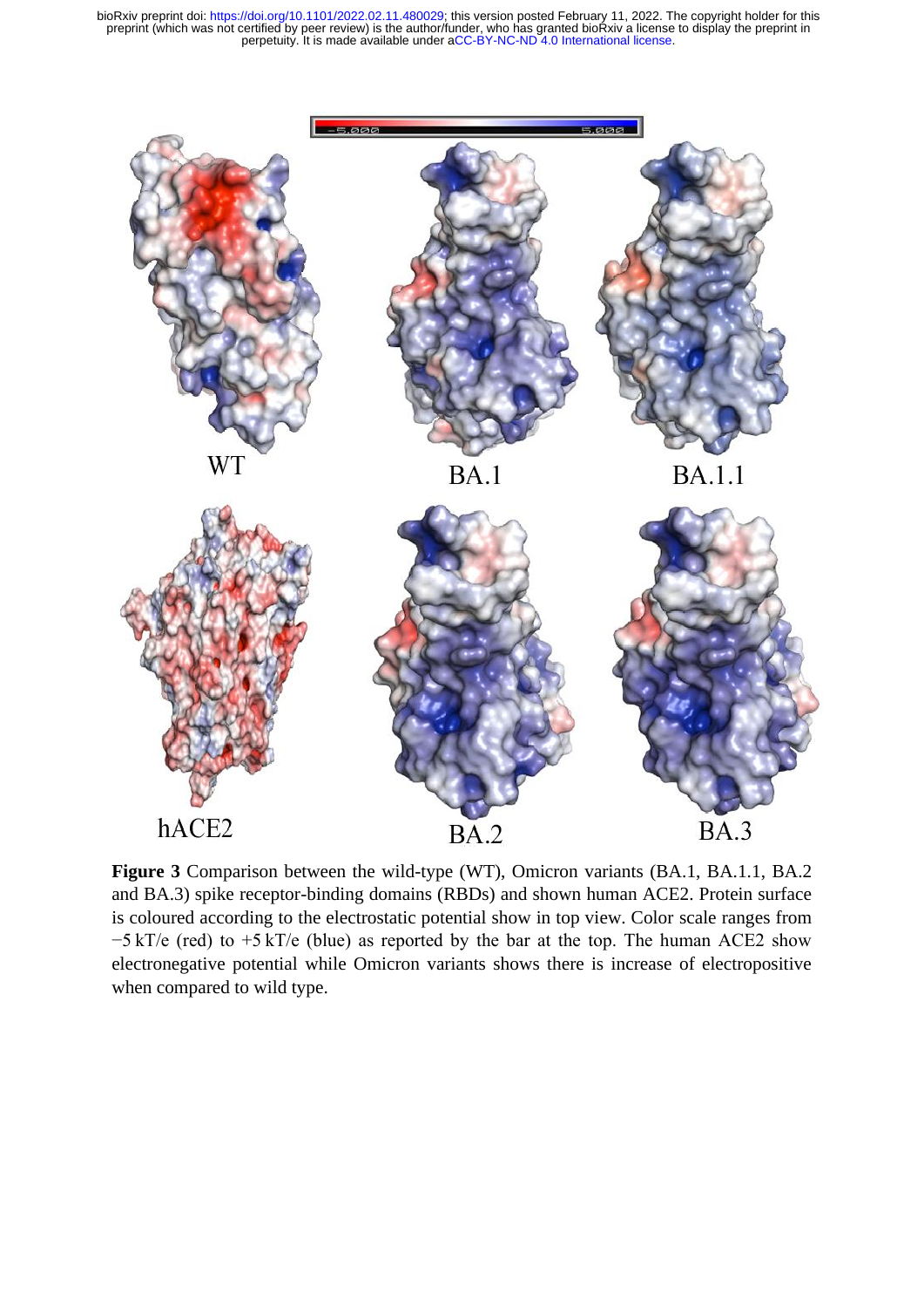**Figure 3** Comparison between the wild-type (WT), Omicron variants (BA.1, BA.1.1, BA.2 and BA.3) spike receptor-binding domains (RBDs) and shown human ACE2. Protein surface is coloured according to the electrostatic potential show in top view. Color scale ranges from $-5$ kT/e (red) to $+5$ kT/e (blue) as reported by the bar at the top. The human ACE2 show electronegative potential while Omicron variants shows there is increase of electropositive when compared to wild type.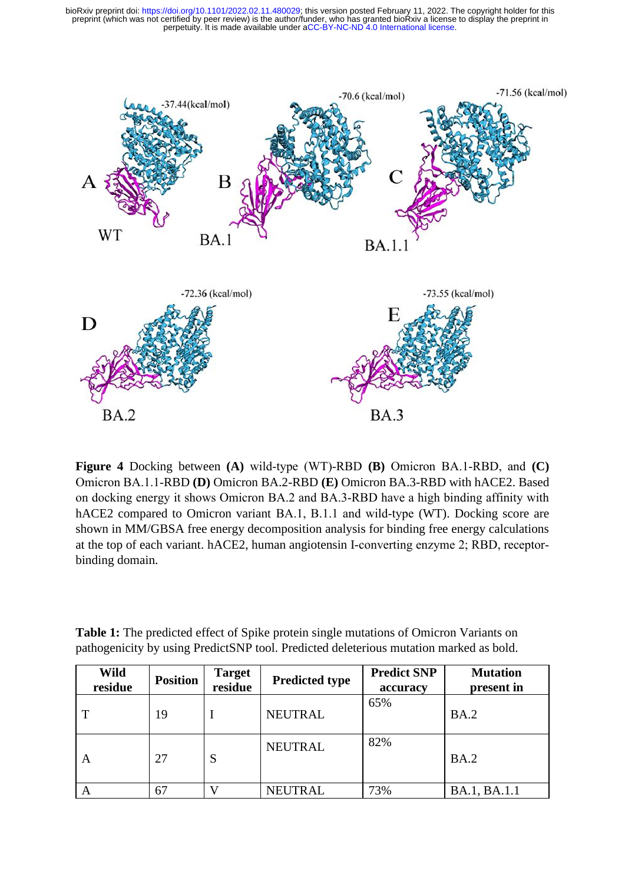**Figure 4** Docking between **(A)** wild-type (WT)-RBD **(B)** Omicron BA.1-RBD, and **(C)** Omicron BA.1.1-RBD **(D)** Omicron BA.2-RBD **(E)** Omicron BA.3-RBD with hACE2. Based on docking energy it shows Omicron BA.2 and BA.3-RBD have a high binding affinity with hACE2 compared to Omicron variant BA.1, B.1.1 and wild-type (WT). Docking score are shown in MM/GBSA free energy decomposition analysis for binding free energy calculations at the top of each variant. hACE2, human angiotensin I-converting enzyme 2; RBD, receptor-binding domain.

**Table 1:** The predicted effect of Spike protein single mutations of Omicron Variants on pathogenicity by using PredictSNP tool. Predicted deleterious mutation marked as bold.

| Wild residue | Position | Target residue | Predicted type | Predict SNP accuracy | Mutation present in |
|---|---|---|---|---|---|
| T | 19 | I | NEUTRAL | 65% | BA.2 |
| A | 27 | S | NEUTRAL | 82% | BA.2 |
| A | 67 | V | NEUTRAL | 73% | BA.1, BA.1.1 |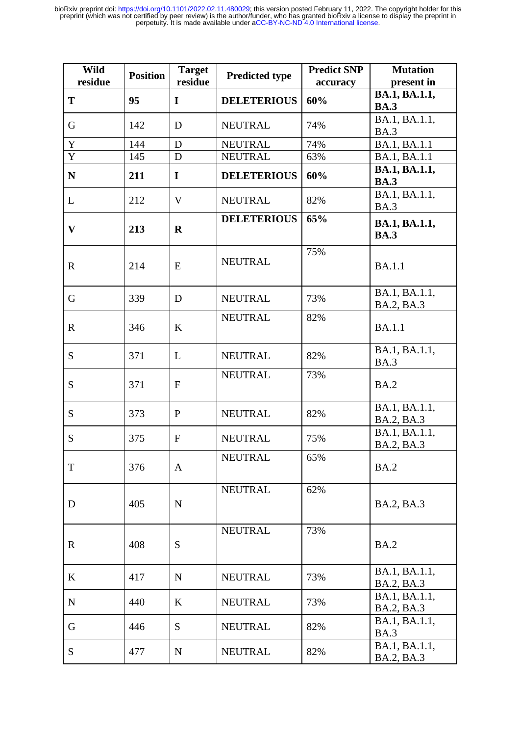| Wild residue | Position | Target residue | Predicted type | Predict SNP accuracy | Mutation present in |
|---|---|---|---|---|---|
| **T** | **95** | **I** | **DELETERIOUS** | **60%** | **BA.1, BA.1.1, BA.3** |
| G | 142 | D | NEUTRAL | 74% | BA.1, BA.1.1, BA.3 |
| Y | 144 | D | NEUTRAL | 74% | BA.1, BA.1.1 |
| Y | 145 | D | NEUTRAL | 63% | BA.1, BA.1.1 |
| **N** | **211** | **I** | **DELETERIOUS** | **60%** | **BA.1, BA.1.1, BA.3** |
| L | 212 | V | NEUTRAL | 82% | BA.1, BA.1.1, BA.3 |
| **V** | **213** | **R** | **DELETERIOUS** | **65%** | **BA.1, BA.1.1, BA.3** |
| R | 214 | E | NEUTRAL | 75% | BA.1.1 |
| G | 339 | D | NEUTRAL | 73% | BA.1, BA.1.1, BA.2, BA.3 |
| R | 346 | K | NEUTRAL | 82% | BA.1.1 |
| S | 371 | L | NEUTRAL | 82% | BA.1, BA.1.1, BA.3 |
| S | 371 | F | NEUTRAL | 73% | BA.2 |
| S | 373 | P | NEUTRAL | 82% | BA.1, BA.1.1, BA.2, BA.3 |
| S | 375 | F | NEUTRAL | 75% | BA.1, BA.1.1, BA.2, BA.3 |
| T | 376 | A | NEUTRAL | 65% | BA.2 |
| D | 405 | N | NEUTRAL | 62% | BA.2, BA.3 |
| R | 408 | S | NEUTRAL | 73% | BA.2 |
| K | 417 | N | NEUTRAL | 73% | BA.1, BA.1.1, BA.2, BA.3 |
| N | 440 | K | NEUTRAL | 73% | BA.1, BA.1.1, BA.2, BA.3 |
| G | 446 | S | NEUTRAL | 82% | BA.1, BA.1.1, BA.3 |
| S | 477 | N | NEUTRAL | 82% | BA.1, BA.1.1, BA.2, BA.3 |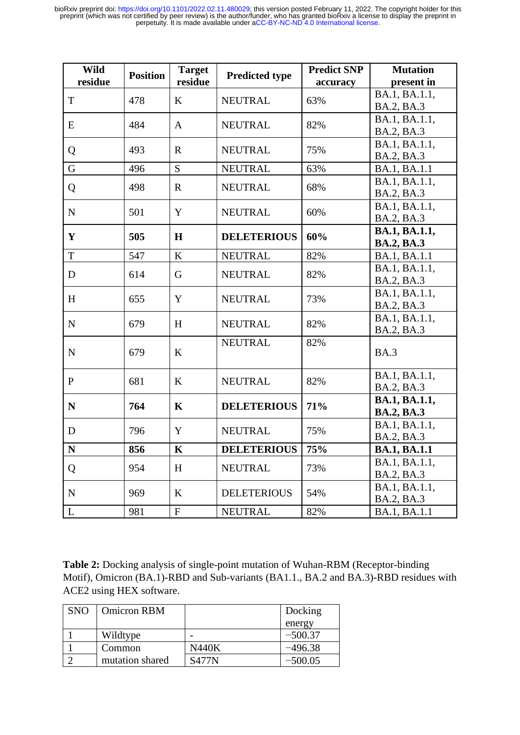| Wild residue | Position | Target residue | Predicted type | Predict SNP accuracy | Mutation present in |
|---|---|---|---|---|---|
| T | 478 | K | NEUTRAL | 63% | BA.1, BA.1.1, BA.2, BA.3 |
| E | 484 | A | NEUTRAL | 82% | BA.1, BA.1.1, BA.2, BA.3 |
| Q | 493 | R | NEUTRAL | 75% | BA.1, BA.1.1, BA.2, BA.3 |
| G | 496 | S | NEUTRAL | 63% | BA.1, BA.1.1 |
| Q | 498 | R | NEUTRAL | 68% | BA.1, BA.1.1, BA.2, BA.3 |
| N | 501 | Y | NEUTRAL | 60% | BA.1, BA.1.1, BA.2, BA.3 |
| **Y** | **505** | **H** | **DELETERIOUS** | **60%** | **BA.1, BA.1.1, BA.2, BA.3** |
| T | 547 | K | NEUTRAL | 82% | BA.1, BA.1.1 |
| D | 614 | G | NEUTRAL | 82% | BA.1, BA.1.1, BA.2, BA.3 |
| H | 655 | Y | NEUTRAL | 73% | BA.1, BA.1.1, BA.2, BA.3 |
| N | 679 | H | NEUTRAL | 82% | BA.1, BA.1.1, BA.2, BA.3 |
| N | 679 | K | NEUTRAL | 82% | BA.3 |
| P | 681 | K | NEUTRAL | 82% | BA.1, BA.1.1, BA.2, BA.3 |
| **N** | **764** | **K** | **DELETERIOUS** | **71%** | **BA.1, BA.1.1, BA.2, BA.3** |
| D | 796 | Y | NEUTRAL | 75% | BA.1, BA.1.1, BA.2, BA.3 |
| **N** | **856** | **K** | **DELETERIOUS** | **75%** | **BA.1, BA.1.1** |
| Q | 954 | H | NEUTRAL | 73% | BA.1, BA.1.1, BA.2, BA.3 |
| N | 969 | K | DELETERIOUS | 54% | BA.1, BA.1.1, BA.2, BA.3 |
| L | 981 | F | NEUTRAL | 82% | BA.1, BA.1.1 |

**Table 2:** Docking analysis of single-point mutation of Wuhan-RBM (Receptor-binding Motif), Omicron (BA.1)-RBD and Sub-variants (BA1.1., BA.2 and BA.3)-RBD residues with ACE2 using HEX software.

| SNO | Omicron RBM | | Docking energy |
|---|---|---|---|
| 1 | Wildtype | - | −500.37 |
| 1 | Common mutation shared | N440K | −496.38 |
| 2 | | S477N | −500.05 |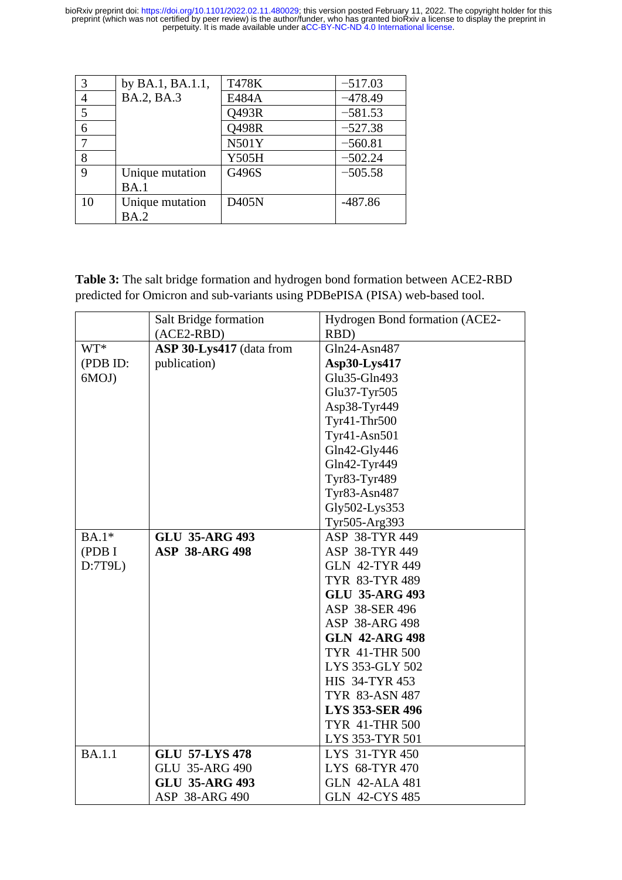| 3 | by BA.1, BA.1.1, BA.2, BA.3 | T478K | −517.03 |
|---|---|---|---|
| 4 | | E484A | −478.49 |
| 5 | | Q493R | −581.53 |
| 6 | | Q498R | −527.38 |
| 7 | | N501Y | −560.81 |
| 8 | | Y505H | −502.24 |
| 9 | Unique mutation BA.1 | G496S | −505.58 |
| 10 | Unique mutation BA.2 | D405N | -487.86 |

**Table 3:** The salt bridge formation and hydrogen bond formation between ACE2-RBD predicted for Omicron and sub-variants using PDBePISA (PISA) web-based tool.

| | Salt Bridge formation (ACE2-RBD) | Hydrogen Bond formation (ACE2-RBD) |
|---|---|---|
| WT* (PDB ID: 6MOJ) | **ASP 30-Lys417** (data from publication) | Gln24-Asn487<br>**Asp30-Lys417**<br>Glu35-Gln493<br>Glu37-Tyr505<br>Asp38-Tyr449<br>Tyr41-Thr500<br>Tyr41-Asn501<br>Gln42-Gly446<br>Gln42-Tyr449<br>Tyr83-Tyr489<br>Tyr83-Asn487<br>Gly502-Lys353<br>Tyr505-Arg393 |
| BA.1* (PDB ID:7T9L) | **GLU 35-ARG 493**<br>**ASP 38-ARG 498** | ASP 38-TYR 449<br>ASP 38-TYR 449<br>GLN 42-TYR 449<br>TYR 83-TYR 489<br>**GLU 35-ARG 493**<br>ASP 38-SER 496<br>ASP 38-ARG 498<br>**GLN 42-ARG 498**<br>TYR 41-THR 500<br>LYS 353-GLY 502<br>HIS 34-TYR 453<br>TYR 83-ASN 487<br>**LYS 353-SER 496**<br>TYR 41-THR 500<br>LYS 353-TYR 501 |
| BA.1.1 | **GLU 57-LYS 478**<br>GLU 35-ARG 490<br>**GLU 35-ARG 493**<br>ASP 38-ARG 490 | LYS 31-TYR 450<br>LYS 68-TYR 470<br>GLN 42-ALA 481<br>GLN 42-CYS 485 |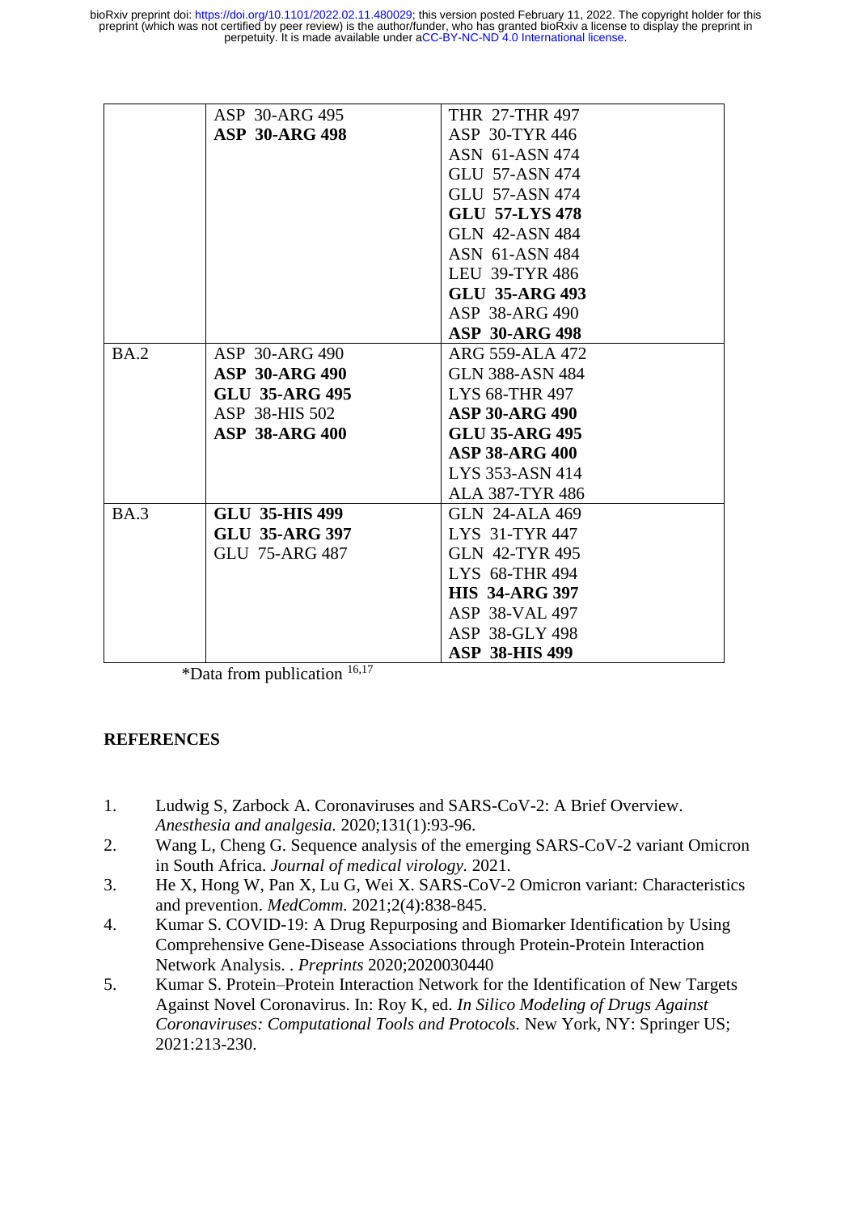| | | |
|---|---|---|
| | ASP 30-ARG 495<br>**ASP 30-ARG 498** | THR 27-THR 497<br>ASP 30-TYR 446<br>ASN 61-ASN 474<br>GLU 57-ASN 474<br>GLU 57-ASN 474<br>**GLU 57-LYS 478**<br>GLN 42-ASN 484<br>ASN 61-ASN 484<br>LEU 39-TYR 486<br>**GLU 35-ARG 493**<br>ASP 38-ARG 490<br>**ASP 30-ARG 498** |
| BA.2 | ASP 30-ARG 490<br>**ASP 30-ARG 490**<br>**GLU 35-ARG 495**<br>ASP 38-HIS 502<br>**ASP 38-ARG 400** | ARG 559-ALA 472<br>GLN 388-ASN 484<br>LYS 68-THR 497<br>**ASP 30-ARG 490**<br>**GLU 35-ARG 495**<br>**ASP 38-ARG 400**<br>LYS 353-ASN 414<br>ALA 387-TYR 486 |
| BA.3 | **GLU 35-HIS 499**<br>**GLU 35-ARG 397**<br>GLU 75-ARG 487 | GLN 24-ALA 469<br>LYS 31-TYR 447<br>GLN 42-TYR 495<br>LYS 68-THR 494<br>**HIS 34-ARG 397**<br>ASP 38-VAL 497<br>ASP 38-GLY 498<br>**ASP 38-HIS 499** |

*Data from publication [16,17]

## REFERENCES

1. Ludwig S, Zarbock A. Coronaviruses and SARS-CoV-2: A Brief Overview. *Anesthesia and analgesia.* 2020;131(1):93-96.
2. Wang L, Cheng G. Sequence analysis of the emerging SARS-CoV-2 variant Omicron in South Africa. *Journal of medical virology.* 2021.
3. He X, Hong W, Pan X, Lu G, Wei X. SARS-CoV-2 Omicron variant: Characteristics and prevention. *MedComm.* 2021;2(4):838-845.
4. Kumar S. COVID-19: A Drug Repurposing and Biomarker Identification by Using Comprehensive Gene-Disease Associations through Protein-Protein Interaction Network Analysis. . *Preprints* 2020;2020030440
5. Kumar S. Protein–Protein Interaction Network for the Identification of New Targets Against Novel Coronavirus. In: Roy K, ed. *In Silico Modeling of Drugs Against Coronaviruses: Computational Tools and Protocols.* New York, NY: Springer US; 2021:213-230.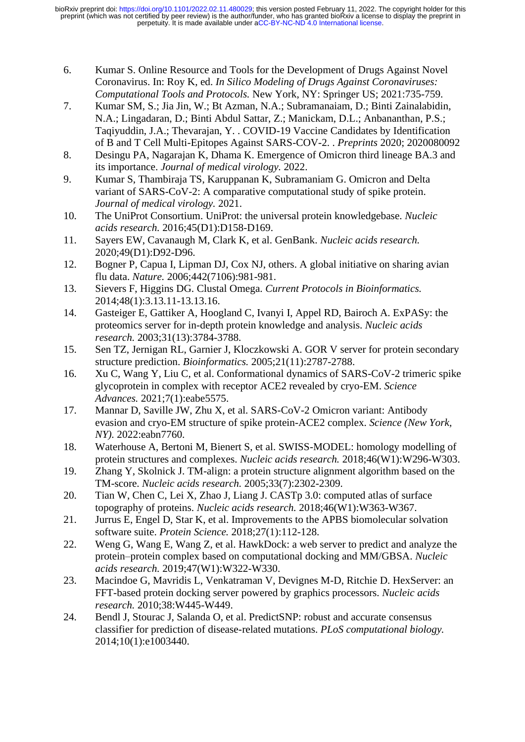6. Kumar S. Online Resource and Tools for the Development of Drugs Against Novel Coronavirus. In: Roy K, ed. *In Silico Modeling of Drugs Against Coronaviruses: Computational Tools and Protocols.* New York, NY: Springer US; 2021:735-759.
7. Kumar SM, S.; Jia Jin, W.; Bt Azman, N.A.; Subramanaiam, D.; Binti Zainalabidin, N.A.; Lingadaran, D.; Binti Abdul Sattar, Z.; Manickam, D.L.; Anbananthan, P.S.; Taqiyuddin, J.A.; Thevarajan, Y. . COVID-19 Vaccine Candidates by Identification of B and T Cell Multi-Epitopes Against SARS-COV-2. . *Preprints* 2020; 2020080092
8. Desingu PA, Nagarajan K, Dhama K. Emergence of Omicron third lineage BA.3 and its importance. *Journal of medical virology.* 2022.
9. Kumar S, Thambiraja TS, Karuppanan K, Subramaniam G. Omicron and Delta variant of SARS-CoV-2: A comparative computational study of spike protein. *Journal of medical virology.* 2021.
10. The UniProt Consortium. UniProt: the universal protein knowledgebase. *Nucleic acids research.* 2016;45(D1):D158-D169.
11. Sayers EW, Cavanaugh M, Clark K, et al. GenBank. *Nucleic acids research.* 2020;49(D1):D92-D96.
12. Bogner P, Capua I, Lipman DJ, Cox NJ, others. A global initiative on sharing avian flu data. *Nature.* 2006;442(7106):981-981.
13. Sievers F, Higgins DG. Clustal Omega. *Current Protocols in Bioinformatics.* 2014;48(1):3.13.11-13.13.16.
14. Gasteiger E, Gattiker A, Hoogland C, Ivanyi I, Appel RD, Bairoch A. ExPASy: the proteomics server for in-depth protein knowledge and analysis. *Nucleic acids research.* 2003;31(13):3784-3788.
15. Sen TZ, Jernigan RL, Garnier J, Kloczkowski A. GOR V server for protein secondary structure prediction. *Bioinformatics.* 2005;21(11):2787-2788.
16. Xu C, Wang Y, Liu C, et al. Conformational dynamics of SARS-CoV-2 trimeric spike glycoprotein in complex with receptor ACE2 revealed by cryo-EM. *Science Advances.* 2021;7(1):eabe5575.
17. Mannar D, Saville JW, Zhu X, et al. SARS-CoV-2 Omicron variant: Antibody evasion and cryo-EM structure of spike protein-ACE2 complex. *Science (New York, NY).* 2022:eabn7760.
18. Waterhouse A, Bertoni M, Bienert S, et al. SWISS-MODEL: homology modelling of protein structures and complexes. *Nucleic acids research.* 2018;46(W1):W296-W303.
19. Zhang Y, Skolnick J. TM-align: a protein structure alignment algorithm based on the TM-score. *Nucleic acids research.* 2005;33(7):2302-2309.
20. Tian W, Chen C, Lei X, Zhao J, Liang J. CASTp 3.0: computed atlas of surface topography of proteins. *Nucleic acids research.* 2018;46(W1):W363-W367.
21. Jurrus E, Engel D, Star K, et al. Improvements to the APBS biomolecular solvation software suite. *Protein Science.* 2018;27(1):112-128.
22. Weng G, Wang E, Wang Z, et al. HawkDock: a web server to predict and analyze the protein–protein complex based on computational docking and MM/GBSA. *Nucleic acids research.* 2019;47(W1):W322-W330.
23. Macindoe G, Mavridis L, Venkatraman V, Devignes M-D, Ritchie D. HexServer: an FFT-based protein docking server powered by graphics processors. *Nucleic acids research.* 2010;38:W445-W449.
24. Bendl J, Stourac J, Salanda O, et al. PredictSNP: robust and accurate consensus classifier for prediction of disease-related mutations. *PLoS computational biology.* 2014;10(1):e1003440.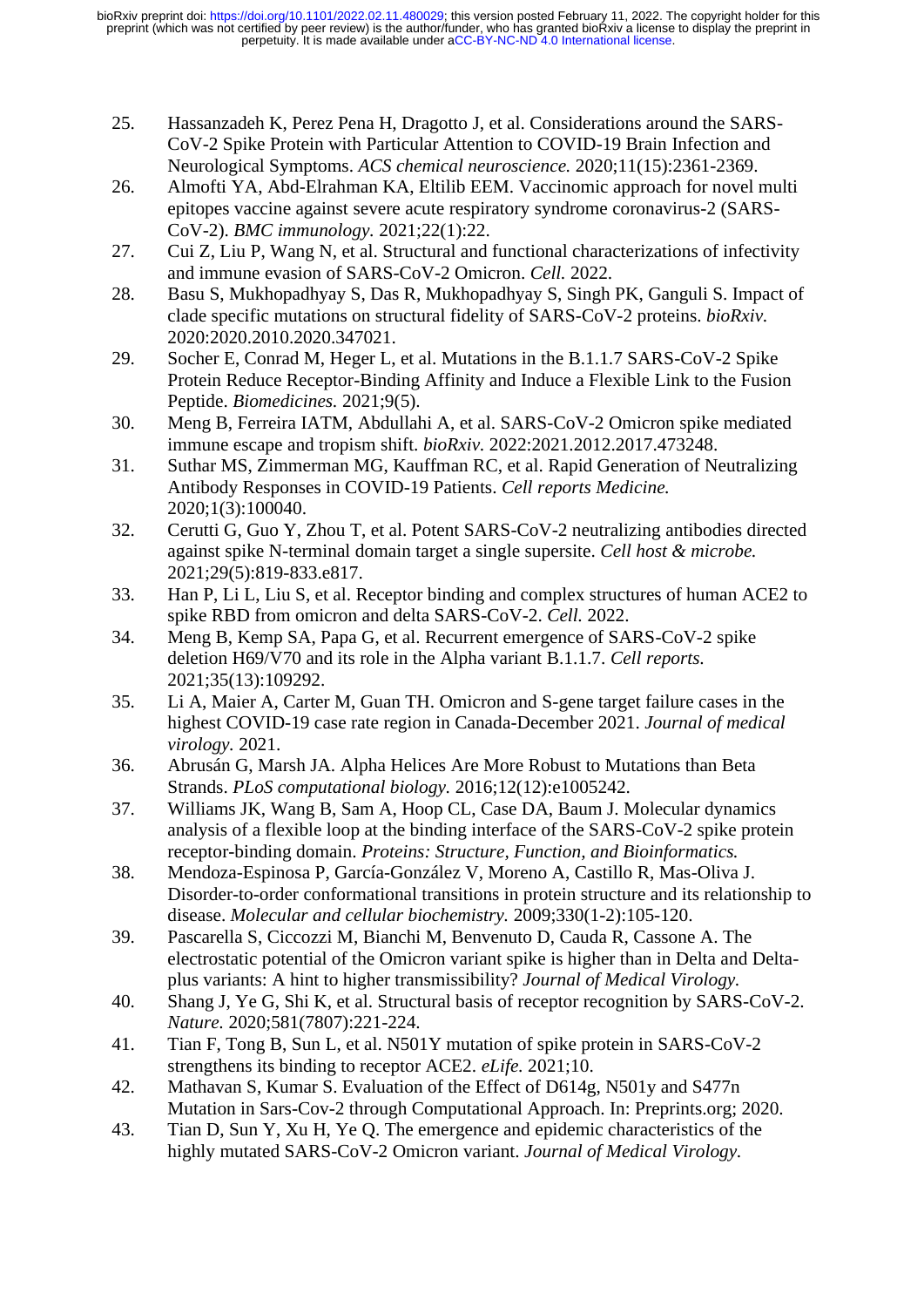25. Hassanzadeh K, Perez Pena H, Dragotto J, et al. Considerations around the SARS-CoV-2 Spike Protein with Particular Attention to COVID-19 Brain Infection and Neurological Symptoms. *ACS chemical neuroscience.* 2020;11(15):2361-2369.
26. Almofti YA, Abd-Elrahman KA, Eltilib EEM. Vaccinomic approach for novel multi epitopes vaccine against severe acute respiratory syndrome coronavirus-2 (SARS-CoV-2). *BMC immunology.* 2021;22(1):22.
27. Cui Z, Liu P, Wang N, et al. Structural and functional characterizations of infectivity and immune evasion of SARS-CoV-2 Omicron. *Cell.* 2022.
28. Basu S, Mukhopadhyay S, Das R, Mukhopadhyay S, Singh PK, Ganguli S. Impact of clade specific mutations on structural fidelity of SARS-CoV-2 proteins. *bioRxiv.* 2020:2020.2010.2020.347021.
29. Socher E, Conrad M, Heger L, et al. Mutations in the B.1.1.7 SARS-CoV-2 Spike Protein Reduce Receptor-Binding Affinity and Induce a Flexible Link to the Fusion Peptide. *Biomedicines.* 2021;9(5).
30. Meng B, Ferreira IATM, Abdullahi A, et al. SARS-CoV-2 Omicron spike mediated immune escape and tropism shift. *bioRxiv.* 2022:2021.2012.2017.473248.
31. Suthar MS, Zimmerman MG, Kauffman RC, et al. Rapid Generation of Neutralizing Antibody Responses in COVID-19 Patients. *Cell reports Medicine.* 2020;1(3):100040.
32. Cerutti G, Guo Y, Zhou T, et al. Potent SARS-CoV-2 neutralizing antibodies directed against spike N-terminal domain target a single supersite. *Cell host & microbe.* 2021;29(5):819-833.e817.
33. Han P, Li L, Liu S, et al. Receptor binding and complex structures of human ACE2 to spike RBD from omicron and delta SARS-CoV-2. *Cell.* 2022.
34. Meng B, Kemp SA, Papa G, et al. Recurrent emergence of SARS-CoV-2 spike deletion H69/V70 and its role in the Alpha variant B.1.1.7. *Cell reports.* 2021;35(13):109292.
35. Li A, Maier A, Carter M, Guan TH. Omicron and S-gene target failure cases in the highest COVID-19 case rate region in Canada-December 2021. *Journal of medical virology.* 2021.
36. Abrusán G, Marsh JA. Alpha Helices Are More Robust to Mutations than Beta Strands. *PLoS computational biology.* 2016;12(12):e1005242.
37. Williams JK, Wang B, Sam A, Hoop CL, Case DA, Baum J. Molecular dynamics analysis of a flexible loop at the binding interface of the SARS-CoV-2 spike protein receptor-binding domain. *Proteins: Structure, Function, and Bioinformatics.*
38. Mendoza-Espinosa P, García-González V, Moreno A, Castillo R, Mas-Oliva J. Disorder-to-order conformational transitions in protein structure and its relationship to disease. *Molecular and cellular biochemistry.* 2009;330(1-2):105-120.
39. Pascarella S, Ciccozzi M, Bianchi M, Benvenuto D, Cauda R, Cassone A. The electrostatic potential of the Omicron variant spike is higher than in Delta and Delta-plus variants: A hint to higher transmissibility? *Journal of Medical Virology.*
40. Shang J, Ye G, Shi K, et al. Structural basis of receptor recognition by SARS-CoV-2. *Nature.* 2020;581(7807):221-224.
41. Tian F, Tong B, Sun L, et al. N501Y mutation of spike protein in SARS-CoV-2 strengthens its binding to receptor ACE2. *eLife.* 2021;10.
42. Mathavan S, Kumar S. Evaluation of the Effect of D614g, N501y and S477n Mutation in Sars-Cov-2 through Computational Approach. In: Preprints.org; 2020.
43. Tian D, Sun Y, Xu H, Ye Q. The emergence and epidemic characteristics of the highly mutated SARS-CoV-2 Omicron variant. *Journal of Medical Virology.*